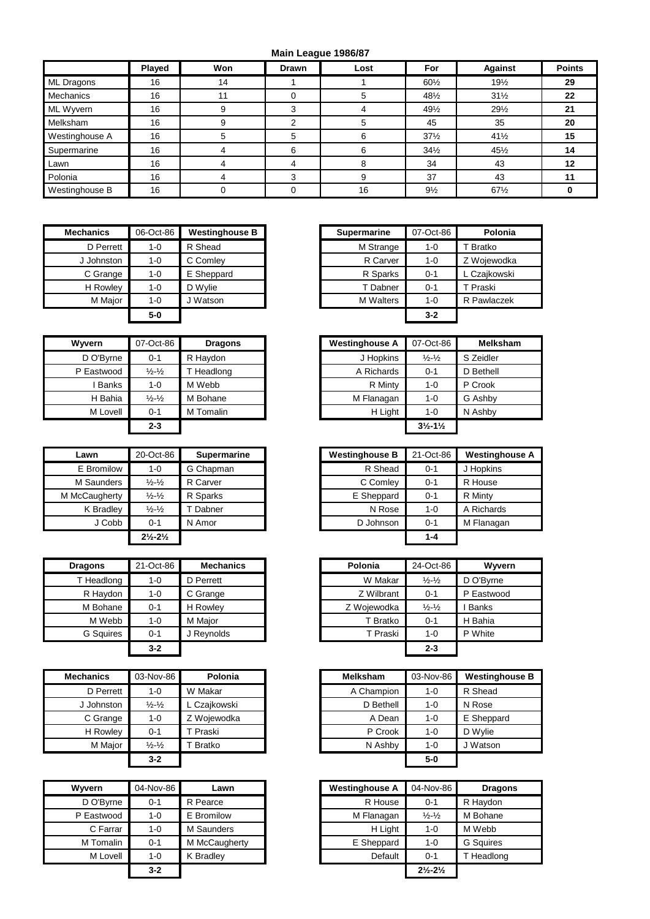## Main League 1986/87

| | Played | Won | Drawn | Lost | For | Against | Points |
|---|---|---|---|---|---|---|---|
| ML Dragons | 16 | 14 | 1 | 1 | 60½ | 19½ | **29** |
| Mechanics | 16 | 11 | 0 | 5 | 48½ | 31½ | **22** |
| ML Wyvern | 16 | 9 | 3 | 4 | 49½ | 29½ | **21** |
| Melksham | 16 | 9 | 2 | 5 | 45 | 35 | **20** |
| Westinghouse A | 16 | 5 | 5 | 6 | 37½ | 41½ | **15** |
| Supermarine | 16 | 4 | 6 | 6 | 34½ | 45½ | **14** |
| Lawn | 16 | 4 | 4 | 8 | 34 | 43 | **12** |
| Polonia | 16 | 4 | 3 | 9 | 37 | 43 | **11** |
| Westinghouse B | 16 | 0 | 0 | 16 | 9½ | 67½ | **0** |

| Mechanics | 06-Oct-86 | Westinghouse B |
|---|---|---|
| D Perrett | 1-0 | R Shead |
| J Johnston | 1-0 | C Comley |
| C Grange | 1-0 | E Sheppard |
| H Rowley | 1-0 | D Wylie |
| M Major | 1-0 | J Watson |
| | **5-0** | |

| Supermarine | 07-Oct-86 | Polonia |
|---|---|---|
| M Strange | 1-0 | T Bratko |
| R Carver | 1-0 | Z Wojewodka |
| R Sparks | 0-1 | L Czajkowski |
| T Dabner | 0-1 | T Praski |
| M Walters | 1-0 | R Pawlaczek |
| | **3-2** | |

| Wyvern | 07-Oct-86 | Dragons |
|---|---|---|
| D O'Byrne | 0-1 | R Haydon |
| P Eastwood | ½-½ | T Headlong |
| I Banks | 1-0 | M Webb |
| H Bahia | ½-½ | M Bohane |
| M Lovell | 0-1 | M Tomalin |
| | **2-3** | |

| Westinghouse A | 07-Oct-86 | Melksham |
|---|---|---|
| J Hopkins | ½-½ | S Zeidler |
| A Richards | 0-1 | D Bethell |
| R Minty | 1-0 | P Crook |
| M Flanagan | 1-0 | G Ashby |
| H Light | 1-0 | N Ashby |
| | **3½-1½** | |

| Lawn | 20-Oct-86 | Supermarine |
|---|---|---|
| E Bromilow | 1-0 | G Chapman |
| M Saunders | ½-½ | R Carver |
| M McCaugherty | ½-½ | R Sparks |
| K Bradley | ½-½ | T Dabner |
| J Cobb | 0-1 | N Amor |
| | **2½-2½** | |

| Westinghouse B | 21-Oct-86 | Westinghouse A |
|---|---|---|
| R Shead | 0-1 | J Hopkins |
| C Comley | 0-1 | R House |
| E Sheppard | 0-1 | R Minty |
| N Rose | 1-0 | A Richards |
| D Johnson | 0-1 | M Flanagan |
| | **1-4** | |

| Dragons | 21-Oct-86 | Mechanics |
|---|---|---|
| T Headlong | 1-0 | D Perrett |
| R Haydon | 1-0 | C Grange |
| M Bohane | 0-1 | H Rowley |
| M Webb | 1-0 | M Major |
| G Squires | 0-1 | J Reynolds |
| | **3-2** | |

| Polonia | 24-Oct-86 | Wyvern |
|---|---|---|
| W Makar | ½-½ | D O'Byrne |
| Z Wilbrant | 0-1 | P Eastwood |
| Z Wojewodka | ½-½ | I Banks |
| T Bratko | 0-1 | H Bahia |
| T Praski | 1-0 | P White |
| | **2-3** | |

| Mechanics | 03-Nov-86 | Polonia |
|---|---|---|
| D Perrett | 1-0 | W Makar |
| J Johnston | ½-½ | L Czajkowski |
| C Grange | 1-0 | Z Wojewodka |
| H Rowley | 0-1 | T Praski |
| M Major | ½-½ | T Bratko |
| | **3-2** | |

| Melksham | 03-Nov-86 | Westinghouse B |
|---|---|---|
| A Champion | 1-0 | R Shead |
| D Bethell | 1-0 | N Rose |
| A Dean | 1-0 | E Sheppard |
| P Crook | 1-0 | D Wylie |
| N Ashby | 1-0 | J Watson |
| | **5-0** | |

| Wyvern | 04-Nov-86 | Lawn |
|---|---|---|
| D O'Byrne | 0-1 | R Pearce |
| P Eastwood | 1-0 | E Bromilow |
| C Farrar | 1-0 | M Saunders |
| M Tomalin | 0-1 | M McCaugherty |
| M Lovell | 1-0 | K Bradley |
| | **3-2** | |

| Westinghouse A | 04-Nov-86 | Dragons |
|---|---|---|
| R House | 0-1 | R Haydon |
| M Flanagan | ½-½ | M Bohane |
| H Light | 1-0 | M Webb |
| E Sheppard | 1-0 | G Squires |
| Default | 0-1 | T Headlong |
| | **2½-2½** | |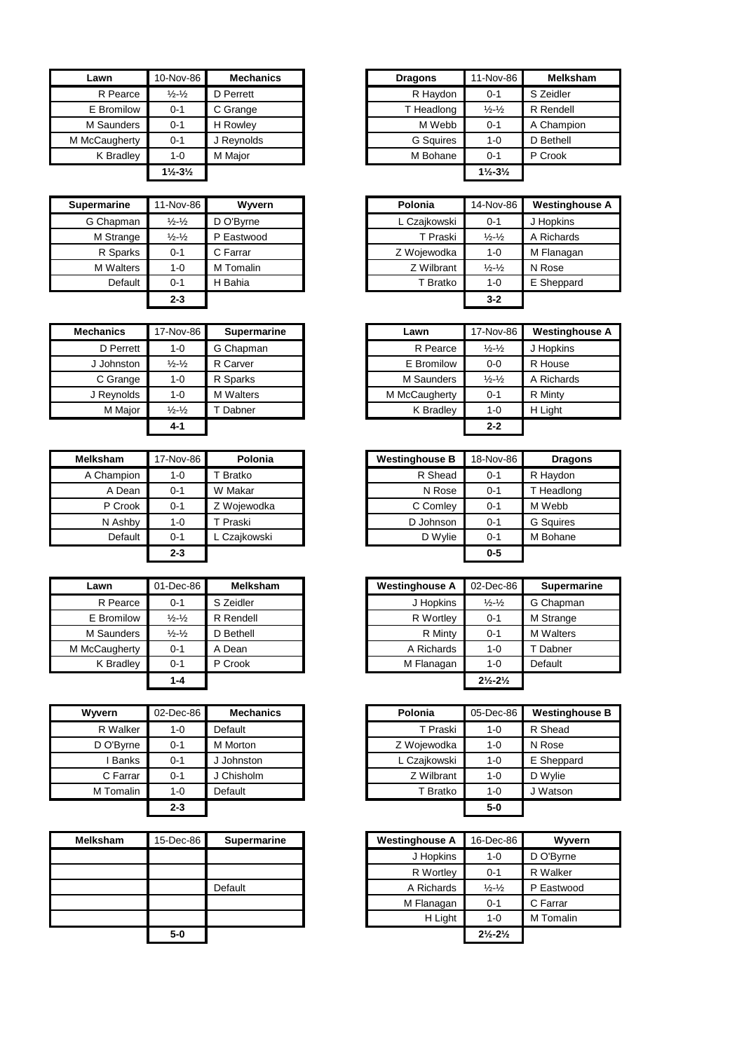| Lawn | 10-Nov-86 | Mechanics |
|---|---|---|
| R Pearce | ½-½ | D Perrett |
| E Bromilow | 0-1 | C Grange |
| M Saunders | 0-1 | H Rowley |
| M McCaugherty | 0-1 | J Reynolds |
| K Bradley | 1-0 | M Major |
| | 1½-3½ | |

| Dragons | 11-Nov-86 | Melksham |
|---|---|---|
| R Haydon | 0-1 | S Zeidler |
| T Headlong | ½-½ | R Rendell |
| M Webb | 0-1 | A Champion |
| G Squires | 1-0 | D Bethell |
| M Bohane | 0-1 | P Crook |
| | 1½-3½ | |

| Supermarine | 11-Nov-86 | Wyvern |
|---|---|---|
| G Chapman | ½-½ | D O'Byrne |
| M Strange | ½-½ | P Eastwood |
| R Sparks | 0-1 | C Farrar |
| M Walters | 1-0 | M Tomalin |
| Default | 0-1 | H Bahia |
| | 2-3 | |

| Polonia | 14-Nov-86 | Westinghouse A |
|---|---|---|
| L Czajkowski | 0-1 | J Hopkins |
| T Praski | ½-½ | A Richards |
| Z Wojewodka | 1-0 | M Flanagan |
| Z Wilbrant | ½-½ | N Rose |
| T Bratko | 1-0 | E Sheppard |
| | 3-2 | |

| Mechanics | 17-Nov-86 | Supermarine |
|---|---|---|
| D Perrett | 1-0 | G Chapman |
| J Johnston | ½-½ | R Carver |
| C Grange | 1-0 | R Sparks |
| J Reynolds | 1-0 | M Walters |
| M Major | ½-½ | T Dabner |
| | 4-1 | |

| Lawn | 17-Nov-86 | Westinghouse A |
|---|---|---|
| R Pearce | ½-½ | J Hopkins |
| E Bromilow | 0-0 | R House |
| M Saunders | ½-½ | A Richards |
| M McCaugherty | 0-1 | R Minty |
| K Bradley | 1-0 | H Light |
| | 2-2 | |

| Melksham | 17-Nov-86 | Polonia |
|---|---|---|
| A Champion | 1-0 | T Bratko |
| A Dean | 0-1 | W Makar |
| P Crook | 0-1 | Z Wojewodka |
| N Ashby | 1-0 | T Praski |
| Default | 0-1 | L Czajkowski |
| | 2-3 | |

| Westinghouse B | 18-Nov-86 | Dragons |
|---|---|---|
| R Shead | 0-1 | R Haydon |
| N Rose | 0-1 | T Headlong |
| C Comley | 0-1 | M Webb |
| D Johnson | 0-1 | G Squires |
| D Wylie | 0-1 | M Bohane |
| | 0-5 | |

| Lawn | 01-Dec-86 | Melksham |
|---|---|---|
| R Pearce | 0-1 | S Zeidler |
| E Bromilow | ½-½ | R Rendell |
| M Saunders | ½-½ | D Bethell |
| M McCaugherty | 0-1 | A Dean |
| K Bradley | 0-1 | P Crook |
| | 1-4 | |

| Westinghouse A | 02-Dec-86 | Supermarine |
|---|---|---|
| J Hopkins | ½-½ | G Chapman |
| R Wortley | 0-1 | M Strange |
| R Minty | 0-1 | M Walters |
| A Richards | 1-0 | T Dabner |
| M Flanagan | 1-0 | Default |
| | 2½-2½ | |

| Wyvern | 02-Dec-86 | Mechanics |
|---|---|---|
| R Walker | 1-0 | Default |
| D O'Byrne | 0-1 | M Morton |
| I Banks | 0-1 | J Johnston |
| C Farrar | 0-1 | J Chisholm |
| M Tomalin | 1-0 | Default |
| | 2-3 | |

| Polonia | 05-Dec-86 | Westinghouse B |
|---|---|---|
| T Praski | 1-0 | R Shead |
| Z Wojewodka | 1-0 | N Rose |
| L Czajkowski | 1-0 | E Sheppard |
| Z Wilbrant | 1-0 | D Wylie |
| T Bratko | 1-0 | J Watson |
| | 5-0 | |

| Melksham | 15-Dec-86 | Supermarine |
|---|---|---|
| | | |
| | | |
| | | Default |
| | | |
| | | |
| | 5-0 | |

| Westinghouse A | 16-Dec-86 | Wyvern |
|---|---|---|
| J Hopkins | 1-0 | D O'Byrne |
| R Wortley | 0-1 | R Walker |
| A Richards | ½-½ | P Eastwood |
| M Flanagan | 0-1 | C Farrar |
| H Light | 1-0 | M Tomalin |
| | 2½-2½ | |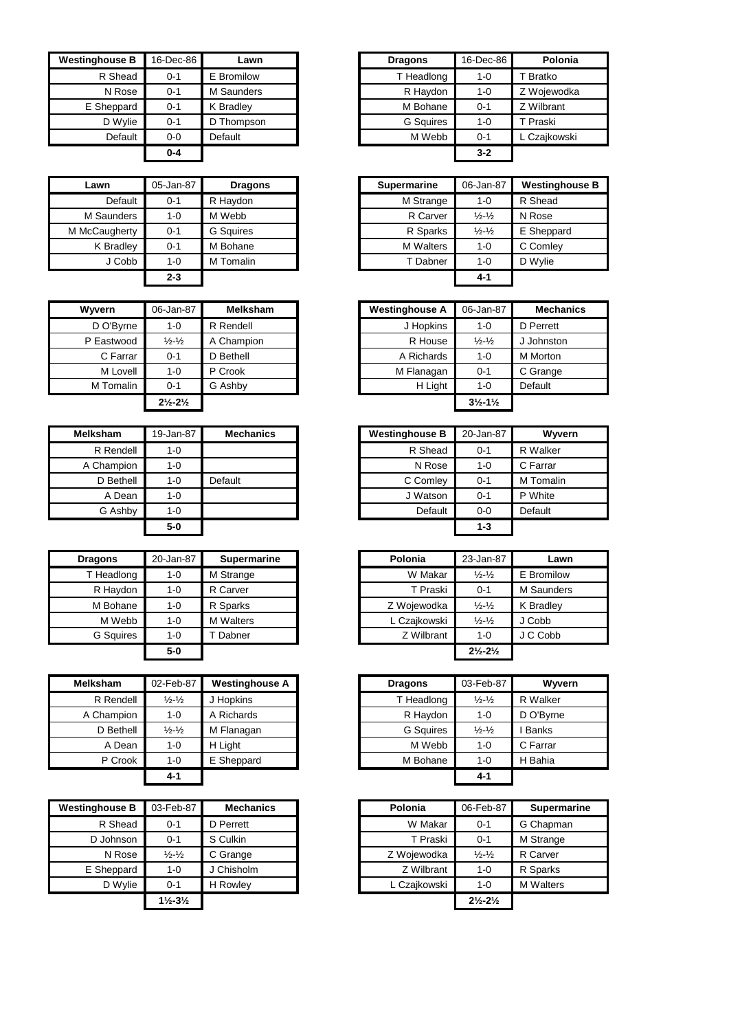| Westinghouse B | 16-Dec-86 | Lawn |
|---|---|---|
| R Shead | 0-1 | E Bromilow |
| N Rose | 0-1 | M Saunders |
| E Sheppard | 0-1 | K Bradley |
| D Wylie | 0-1 | D Thompson |
| Default | 0-0 | Default |
| | **0-4** | |

| Dragons | 16-Dec-86 | Polonia |
|---|---|---|
| T Headlong | 1-0 | T Bratko |
| R Haydon | 1-0 | Z Wojewodka |
| M Bohane | 0-1 | Z Wilbrant |
| G Squires | 1-0 | T Praski |
| M Webb | 0-1 | L Czajkowski |
| | **3-2** | |

| Lawn | 05-Jan-87 | Dragons |
|---|---|---|
| Default | 0-1 | R Haydon |
| M Saunders | 1-0 | M Webb |
| M McCaugherty | 0-1 | G Squires |
| K Bradley | 0-1 | M Bohane |
| J Cobb | 1-0 | M Tomalin |
| | **2-3** | |

| Supermarine | 06-Jan-87 | Westinghouse B |
|---|---|---|
| M Strange | 1-0 | R Shead |
| R Carver | ½-½ | N Rose |
| R Sparks | ½-½ | E Sheppard |
| M Walters | 1-0 | C Comley |
| T Dabner | 1-0 | D Wylie |
| | **4-1** | |

| Wyvern | 06-Jan-87 | Melksham |
|---|---|---|
| D O'Byrne | 1-0 | R Rendell |
| P Eastwood | ½-½ | A Champion |
| C Farrar | 0-1 | D Bethell |
| M Lovell | 1-0 | P Crook |
| M Tomalin | 0-1 | G Ashby |
| | **2½-2½** | |

| Westinghouse A | 06-Jan-87 | Mechanics |
|---|---|---|
| J Hopkins | 1-0 | D Perrett |
| R House | ½-½ | J Johnston |
| A Richards | 1-0 | M Morton |
| M Flanagan | 0-1 | C Grange |
| H Light | 1-0 | Default |
| | **3½-1½** | |

| Melksham | 19-Jan-87 | Mechanics |
|---|---|---|
| R Rendell | 1-0 | |
| A Champion | 1-0 | |
| D Bethell | 1-0 | Default |
| A Dean | 1-0 | |
| G Ashby | 1-0 | |
| | **5-0** | |

| Westinghouse B | 20-Jan-87 | Wyvern |
|---|---|---|
| R Shead | 0-1 | R Walker |
| N Rose | 1-0 | C Farrar |
| C Comley | 0-1 | M Tomalin |
| J Watson | 0-1 | P White |
| Default | 0-0 | Default |
| | **1-3** | |

| Dragons | 20-Jan-87 | Supermarine |
|---|---|---|
| T Headlong | 1-0 | M Strange |
| R Haydon | 1-0 | R Carver |
| M Bohane | 1-0 | R Sparks |
| M Webb | 1-0 | M Walters |
| G Squires | 1-0 | T Dabner |
| | **5-0** | |

| Polonia | 23-Jan-87 | Lawn |
|---|---|---|
| W Makar | ½-½ | E Bromilow |
| T Praski | 0-1 | M Saunders |
| Z Wojewodka | ½-½ | K Bradley |
| L Czajkowski | ½-½ | J Cobb |
| Z Wilbrant | 1-0 | J C Cobb |
| | **2½-2½** | |

| Melksham | 02-Feb-87 | Westinghouse A |
|---|---|---|
| R Rendell | ½-½ | J Hopkins |
| A Champion | 1-0 | A Richards |
| D Bethell | ½-½ | M Flanagan |
| A Dean | 1-0 | H Light |
| P Crook | 1-0 | E Sheppard |
| | **4-1** | |

| Dragons | 03-Feb-87 | Wyvern |
|---|---|---|
| T Headlong | ½-½ | R Walker |
| R Haydon | 1-0 | D O'Byrne |
| G Squires | ½-½ | I Banks |
| M Webb | 1-0 | C Farrar |
| M Bohane | 1-0 | H Bahia |
| | **4-1** | |

| Westinghouse B | 03-Feb-87 | Mechanics |
|---|---|---|
| R Shead | 0-1 | D Perrett |
| D Johnson | 0-1 | S Culkin |
| N Rose | ½-½ | C Grange |
| E Sheppard | 1-0 | J Chisholm |
| D Wylie | 0-1 | H Rowley |
| | **1½-3½** | |

| Polonia | 06-Feb-87 | Supermarine |
|---|---|---|
| W Makar | 0-1 | G Chapman |
| T Praski | 0-1 | M Strange |
| Z Wojewodka | ½-½ | R Carver |
| Z Wilbrant | 1-0 | R Sparks |
| L Czajkowski | 1-0 | M Walters |
| | **2½-2½** | |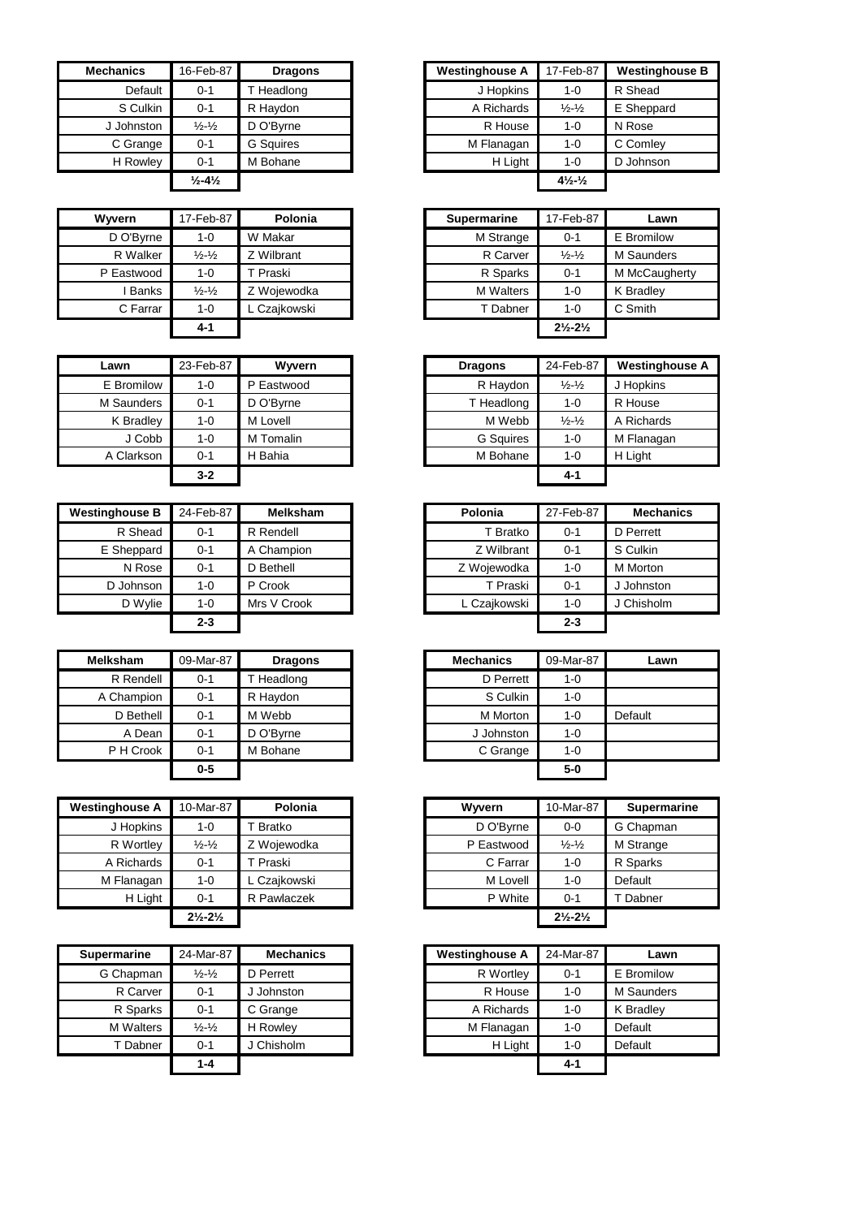| Mechanics | 16-Feb-87 | Dragons |
|---|---|---|
| Default | 0-1 | T Headlong |
| S Culkin | 0-1 | R Haydon |
| J Johnston | ½-½ | D O'Byrne |
| C Grange | 0-1 | G Squires |
| H Rowley | 0-1 | M Bohane |
| | ½-4½ | |

| Westinghouse A | 17-Feb-87 | Westinghouse B |
|---|---|---|
| J Hopkins | 1-0 | R Shead |
| A Richards | ½-½ | E Sheppard |
| R House | 1-0 | N Rose |
| M Flanagan | 1-0 | C Comley |
| H Light | 1-0 | D Johnson |
| | 4½-½ | |

| Wyvern | 17-Feb-87 | Polonia |
|---|---|---|
| D O'Byrne | 1-0 | W Makar |
| R Walker | ½-½ | Z Wilbrant |
| P Eastwood | 1-0 | T Praski |
| I Banks | ½-½ | Z Wojewodka |
| C Farrar | 1-0 | L Czajkowski |
| | 4-1 | |

| Supermarine | 17-Feb-87 | Lawn |
|---|---|---|
| M Strange | 0-1 | E Bromilow |
| R Carver | ½-½ | M Saunders |
| R Sparks | 0-1 | M McCaugherty |
| M Walters | 1-0 | K Bradley |
| T Dabner | 1-0 | C Smith |
| | 2½-2½ | |

| Lawn | 23-Feb-87 | Wyvern |
|---|---|---|
| E Bromilow | 1-0 | P Eastwood |
| M Saunders | 0-1 | D O'Byrne |
| K Bradley | 1-0 | M Lovell |
| J Cobb | 1-0 | M Tomalin |
| A Clarkson | 0-1 | H Bahia |
| | 3-2 | |

| Dragons | 24-Feb-87 | Westinghouse A |
|---|---|---|
| R Haydon | ½-½ | J Hopkins |
| T Headlong | 1-0 | R House |
| M Webb | ½-½ | A Richards |
| G Squires | 1-0 | M Flanagan |
| M Bohane | 1-0 | H Light |
| | 4-1 | |

| Westinghouse B | 24-Feb-87 | Melksham |
|---|---|---|
| R Shead | 0-1 | R Rendell |
| E Sheppard | 0-1 | A Champion |
| N Rose | 0-1 | D Bethell |
| D Johnson | 1-0 | P Crook |
| D Wylie | 1-0 | Mrs V Crook |
| | 2-3 | |

| Polonia | 27-Feb-87 | Mechanics |
|---|---|---|
| T Bratko | 0-1 | D Perrett |
| Z Wilbrant | 0-1 | S Culkin |
| Z Wojewodka | 1-0 | M Morton |
| T Praski | 0-1 | J Johnston |
| L Czajkowski | 1-0 | J Chisholm |
| | 2-3 | |

| Melksham | 09-Mar-87 | Dragons |
|---|---|---|
| R Rendell | 0-1 | T Headlong |
| A Champion | 0-1 | R Haydon |
| D Bethell | 0-1 | M Webb |
| A Dean | 0-1 | D O'Byrne |
| P H Crook | 0-1 | M Bohane |
| | 0-5 | |

| Mechanics | 09-Mar-87 | Lawn |
|---|---|---|
| D Perrett | 1-0 | |
| S Culkin | 1-0 | |
| M Morton | 1-0 | Default |
| J Johnston | 1-0 | |
| C Grange | 1-0 | |
| | 5-0 | |

| Westinghouse A | 10-Mar-87 | Polonia |
|---|---|---|
| J Hopkins | 1-0 | T Bratko |
| R Wortley | ½-½ | Z Wojewodka |
| A Richards | 0-1 | T Praski |
| M Flanagan | 1-0 | L Czajkowski |
| H Light | 0-1 | R Pawlaczek |
| | 2½-2½ | |

| Wyvern | 10-Mar-87 | Supermarine |
|---|---|---|
| D O'Byrne | 0-0 | G Chapman |
| P Eastwood | ½-½ | M Strange |
| C Farrar | 1-0 | R Sparks |
| M Lovell | 1-0 | Default |
| P White | 0-1 | T Dabner |
| | 2½-2½ | |

| Supermarine | 24-Mar-87 | Mechanics |
|---|---|---|
| G Chapman | ½-½ | D Perrett |
| R Carver | 0-1 | J Johnston |
| R Sparks | 0-1 | C Grange |
| M Walters | ½-½ | H Rowley |
| T Dabner | 0-1 | J Chisholm |
| | 1-4 | |

| Westinghouse A | 24-Mar-87 | Lawn |
|---|---|---|
| R Wortley | 0-1 | E Bromilow |
| R House | 1-0 | M Saunders |
| A Richards | 1-0 | K Bradley |
| M Flanagan | 1-0 | Default |
| H Light | 1-0 | Default |
| | 4-1 | |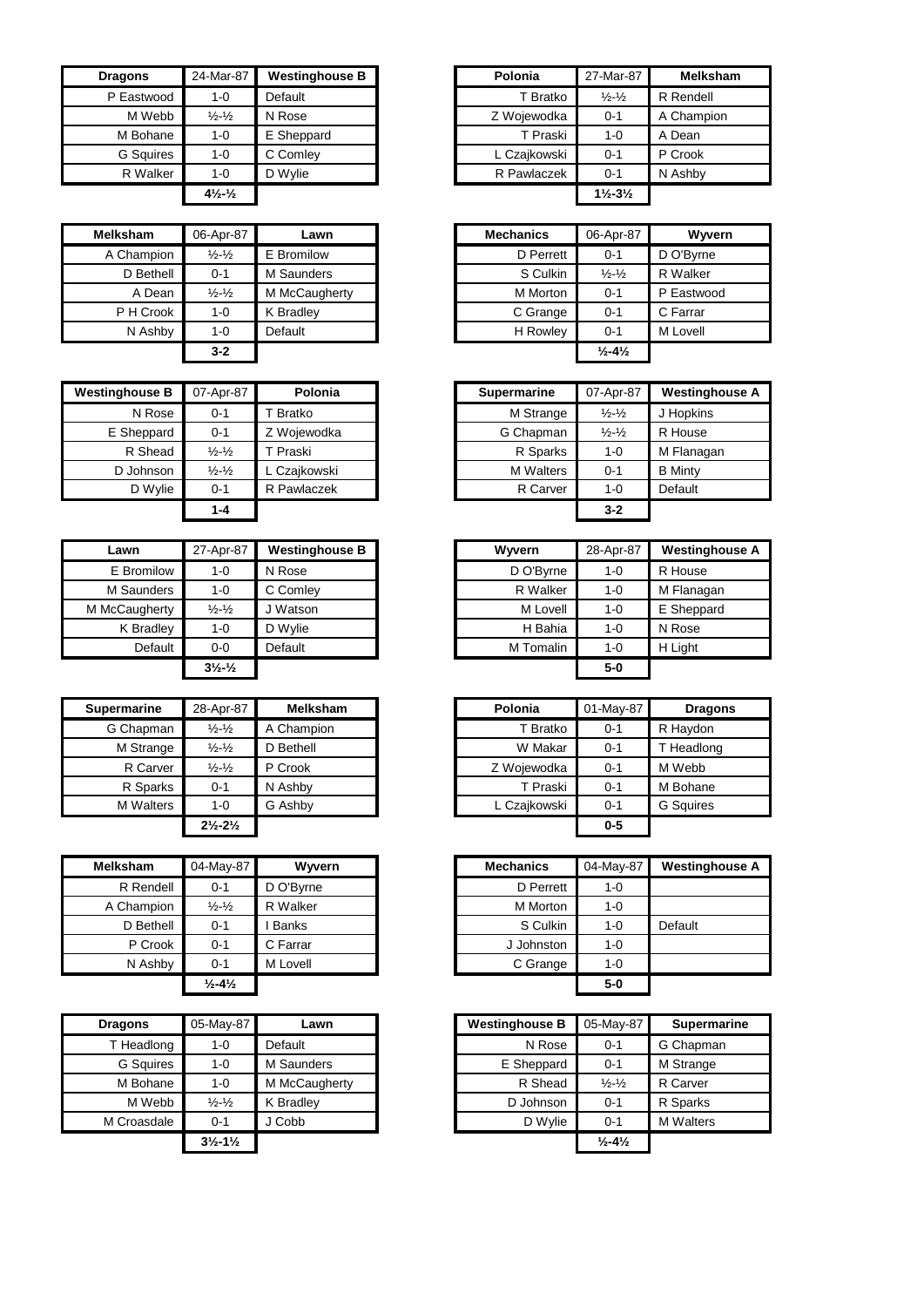| Dragons | 24-Mar-87 | Westinghouse B |
|---|---|---|
| P Eastwood | 1-0 | Default |
| M Webb | ½-½ | N Rose |
| M Bohane | 1-0 | E Sheppard |
| G Squires | 1-0 | C Comley |
| R Walker | 1-0 | D Wylie |
| | 4½-½ | |

| Polonia | 27-Mar-87 | Melksham |
|---|---|---|
| T Bratko | ½-½ | R Rendell |
| Z Wojewodka | 0-1 | A Champion |
| T Praski | 1-0 | A Dean |
| L Czajkowski | 0-1 | P Crook |
| R Pawlaczek | 0-1 | N Ashby |
| | 1½-3½ | |

| Melksham | 06-Apr-87 | Lawn |
|---|---|---|
| A Champion | ½-½ | E Bromilow |
| D Bethell | 0-1 | M Saunders |
| A Dean | ½-½ | M McCaugherty |
| P H Crook | 1-0 | K Bradley |
| N Ashby | 1-0 | Default |
| | 3-2 | |

| Mechanics | 06-Apr-87 | Wyvern |
|---|---|---|
| D Perrett | 0-1 | D O'Byrne |
| S Culkin | ½-½ | R Walker |
| M Morton | 0-1 | P Eastwood |
| C Grange | 0-1 | C Farrar |
| H Rowley | 0-1 | M Lovell |
| | ½-4½ | |

| Westinghouse B | 07-Apr-87 | Polonia |
|---|---|---|
| N Rose | 0-1 | T Bratko |
| E Sheppard | 0-1 | Z Wojewodka |
| R Shead | ½-½ | T Praski |
| D Johnson | ½-½ | L Czajkowski |
| D Wylie | 0-1 | R Pawlaczek |
| | 1-4 | |

| Supermarine | 07-Apr-87 | Westinghouse A |
|---|---|---|
| M Strange | ½-½ | J Hopkins |
| G Chapman | ½-½ | R House |
| R Sparks | 1-0 | M Flanagan |
| M Walters | 0-1 | B Minty |
| R Carver | 1-0 | Default |
| | 3-2 | |

| Lawn | 27-Apr-87 | Westinghouse B |
|---|---|---|
| E Bromilow | 1-0 | N Rose |
| M Saunders | 1-0 | C Comley |
| M McCaugherty | ½-½ | J Watson |
| K Bradley | 1-0 | D Wylie |
| Default | 0-0 | Default |
| | 3½-½ | |

| Wyvern | 28-Apr-87 | Westinghouse A |
|---|---|---|
| D O'Byrne | 1-0 | R House |
| R Walker | 1-0 | M Flanagan |
| M Lovell | 1-0 | E Sheppard |
| H Bahia | 1-0 | N Rose |
| M Tomalin | 1-0 | H Light |
| | 5-0 | |

| Supermarine | 28-Apr-87 | Melksham |
|---|---|---|
| G Chapman | ½-½ | A Champion |
| M Strange | ½-½ | D Bethell |
| R Carver | ½-½ | P Crook |
| R Sparks | 0-1 | N Ashby |
| M Walters | 1-0 | G Ashby |
| | 2½-2½ | |

| Polonia | 01-May-87 | Dragons |
|---|---|---|
| T Bratko | 0-1 | R Haydon |
| W Makar | 0-1 | T Headlong |
| Z Wojewodka | 0-1 | M Webb |
| T Praski | 0-1 | M Bohane |
| L Czajkowski | 0-1 | G Squires |
| | 0-5 | |

| Melksham | 04-May-87 | Wyvern |
|---|---|---|
| R Rendell | 0-1 | D O'Byrne |
| A Champion | ½-½ | R Walker |
| D Bethell | 0-1 | I Banks |
| P Crook | 0-1 | C Farrar |
| N Ashby | 0-1 | M Lovell |
| | ½-4½ | |

| Mechanics | 04-May-87 | Westinghouse A |
|---|---|---|
| D Perrett | 1-0 | |
| M Morton | 1-0 | |
| S Culkin | 1-0 | Default |
| J Johnston | 1-0 | |
| C Grange | 1-0 | |
| | 5-0 | |

| Dragons | 05-May-87 | Lawn |
|---|---|---|
| T Headlong | 1-0 | Default |
| G Squires | 1-0 | M Saunders |
| M Bohane | 1-0 | M McCaugherty |
| M Webb | ½-½ | K Bradley |
| M Croasdale | 0-1 | J Cobb |
| | 3½-1½ | |

| Westinghouse B | 05-May-87 | Supermarine |
|---|---|---|
| N Rose | 0-1 | G Chapman |
| E Sheppard | 0-1 | M Strange |
| R Shead | ½-½ | R Carver |
| D Johnson | 0-1 | R Sparks |
| D Wylie | 0-1 | M Walters |
| | ½-4½ | |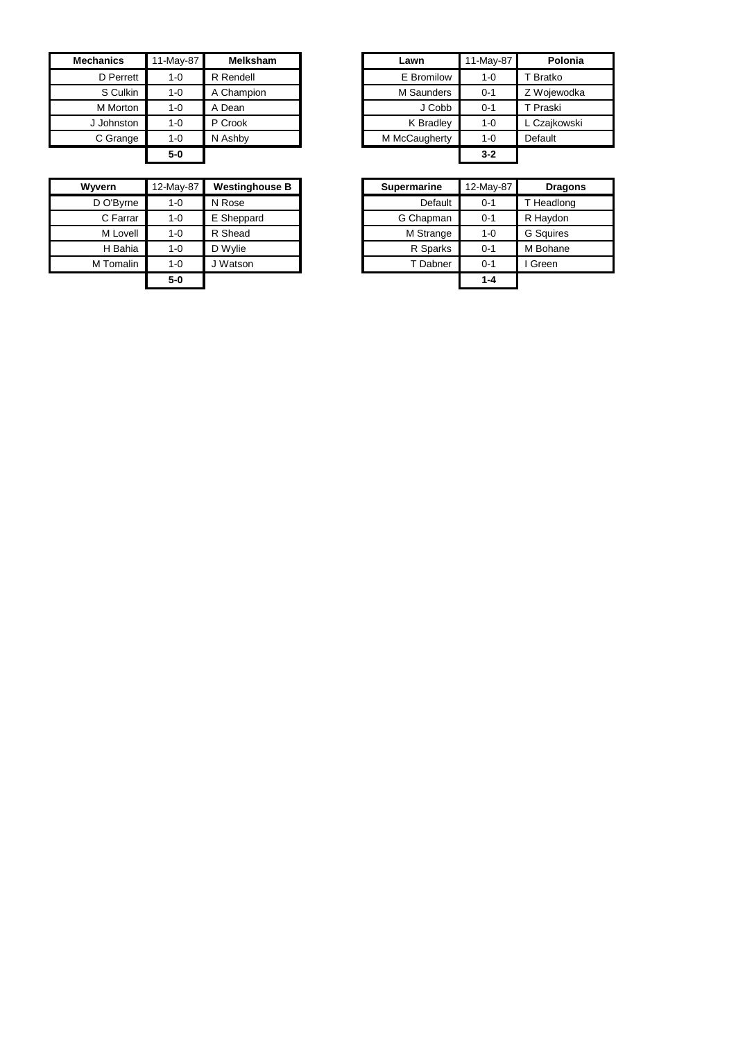| Mechanics | 11-May-87 | Melksham |
| --- | --- | --- |
| D Perrett | 1-0 | R Rendell |
| S Culkin | 1-0 | A Champion |
| M Morton | 1-0 | A Dean |
| J Johnston | 1-0 | P Crook |
| C Grange | 1-0 | N Ashby |
| | **5-0** | |

| Lawn | 11-May-87 | Polonia |
| --- | --- | --- |
| E Bromilow | 1-0 | T Bratko |
| M Saunders | 0-1 | Z Wojewodka |
| J Cobb | 0-1 | T Praski |
| K Bradley | 1-0 | L Czajkowski |
| M McCaugherty | 1-0 | Default |
| | **3-2** | |

| Wyvern | 12-May-87 | Westinghouse B |
| --- | --- | --- |
| D O'Byrne | 1-0 | N Rose |
| C Farrar | 1-0 | E Sheppard |
| M Lovell | 1-0 | R Shead |
| H Bahia | 1-0 | D Wylie |
| M Tomalin | 1-0 | J Watson |
| | **5-0** | |

| Supermarine | 12-May-87 | Dragons |
| --- | --- | --- |
| Default | 0-1 | T Headlong |
| G Chapman | 0-1 | R Haydon |
| M Strange | 1-0 | G Squires |
| R Sparks | 0-1 | M Bohane |
| T Dabner | 0-1 | I Green |
| | **1-4** | |